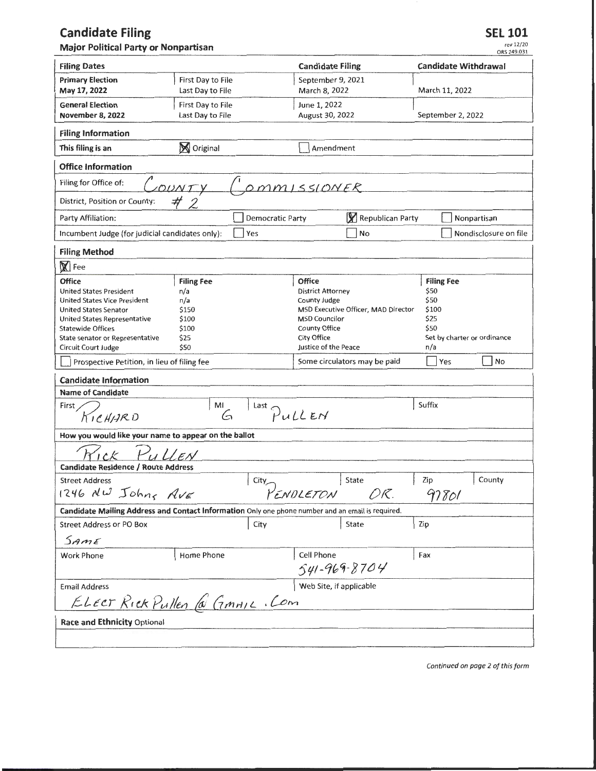# Candidate Filing

**Major Political Party or Nonpartisan**

**SEL 101**
rev 12/20
ORS 249.031

| Filing Dates | | Candidate Filing | Candidate Withdrawal |
|---|---|---|---|
| **Primary Election** | First Day to File | September 9, 2021 | |
| **May 17, 2022** | Last Day to File | March 8, 2022 | March 11, 2022 |
| **General Election** | First Day to File | June 1, 2022 | |
| **November 8, 2022** | Last Day to File | August 30, 2022 | September 2, 2022 |

## Filing Information

This filing is an: [X] Original  [ ] Amendment

## Office Information

Filing for Office of: COUNTY COMMISSIONER

District, Position or County: #2

Party Affiliation: [ ] Democratic Party  [X] Republican Party  [ ] Nonpartisan

Incumbent Judge (for judicial candidates only): [ ] Yes  [ ] No  [ ] Nondisclosure on file

## Filing Method

[X] Fee

| Office | Filing Fee | Office | Filing Fee |
|---|---|---|---|
| United States President | n/a | District Attorney | $50 |
| United States Vice President | n/a | County Judge | $50 |
| United States Senator | $150 | MSD Executive Officer, MAD Director | $100 |
| United States Representative | $100 | MSD Councilor | $25 |
| Statewide Offices | $100 | County Office | $50 |
| State senator or Representative | $25 | City Office | Set by charter or ordinance |
| Circuit Court Judge | $50 | Justice of the Peace | n/a |

[ ] Prospective Petition, in lieu of filing fee — Some circulators may be paid [ ] Yes [ ] No

## Candidate Information

**Name of Candidate**

First: RICHARD  MI: G  Last: PULLEN  Suffix:

**How you would like your name to appear on the ballot**

RICK PULLEN

**Candidate Residence / Route Address**

| Street Address | City | State | Zip | County |
|---|---|---|---|---|
| 1246 NW Johns Ave | PENDLETON | OR. | 97801 | |

**Candidate Mailing Address and Contact Information** Only one phone number and an email is required.

| Street Address or PO Box | City | State | Zip |
|---|---|---|---|
| SAME | | | |

| Work Phone | Home Phone | Cell Phone | Fax |
|---|---|---|---|
| | | 541-969-8704 | |

Email Address: ELECT Rick Pullen @ GMAIL.Com

Web Site, if applicable:

**Race and Ethnicity** Optional

*Continued on page 2 of this form*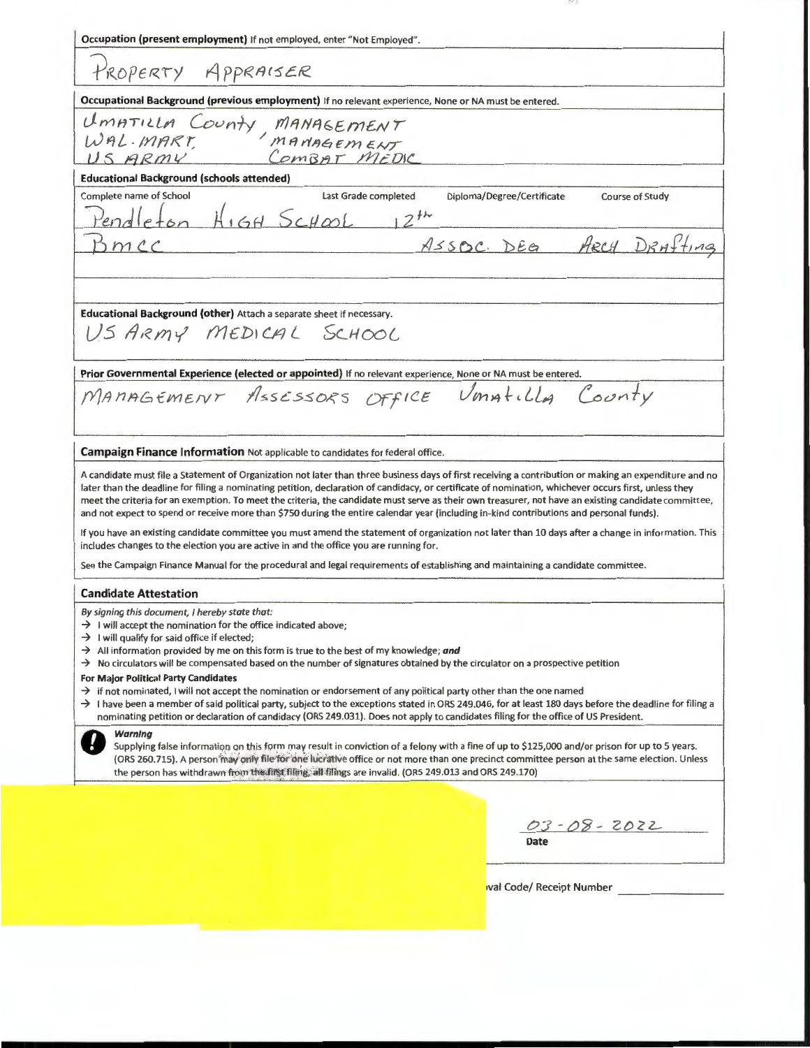**Occupation (present employment)** If not employed, enter "Not Employed".

PROPERTY APPRAISER

**Occupational Background (previous employment)** If no relevant experience, None or NA must be entered.

UMATILLA County, MANAGEMENT
WAL-MART, MANAGEMENT
US ARMY COMBAT MEDIC

**Educational Background (schools attended)**

| Complete name of School | Last Grade completed | Diploma/Degree/Certificate | Course of Study |
|---|---|---|---|
| Pendleton HIGH SCHOOL | 12th | | |
| BMCC | | ASSOC. DEG | ARCH DRAFting |
| | | | |
| | | | |

**Educational Background (other)** Attach a separate sheet if necessary.

US ARMY MEDICAL SCHOOL

**Prior Governmental Experience (elected or appointed)** If no relevant experience, None or NA must be entered.

MANAGEMENT ASSESSORS OFFICE Umatilla County

**Campaign Finance Information** Not applicable to candidates for federal office.

A candidate must file a Statement of Organization not later than three business days of first receiving a contribution or making an expenditure and no later than the deadline for filing a nominating petition, declaration of candidacy, or certificate of nomination, whichever occurs first, unless they meet the criteria for an exemption. To meet the criteria, the candidate must serve as their own treasurer, not have an existing candidate committee, and not expect to spend or receive more than $750 during the entire calendar year (including in-kind contributions and personal funds).

If you have an existing candidate committee you must amend the statement of organization not later than 10 days after a change in information. This includes changes to the election you are active in and the office you are running for.

See the Campaign Finance Manual for the procedural and legal requirements of establishing and maintaining a candidate committee.

**Candidate Attestation**

*By signing this document, I hereby state that:*

→ I will accept the nomination for the office indicated above;
→ I will qualify for said office if elected;
→ All information provided by me on this form is true to the best of my knowledge; ***and***
→ No circulators will be compensated based on the number of signatures obtained by the circulator on a prospective petition

**For Major Political Party Candidates**

→ if not nominated, I will not accept the nomination or endorsement of any political party other than the one named
→ I have been a member of said political party, subject to the exceptions stated in ORS 249.046, for at least 180 days before the deadline for filing a nominating petition or declaration of candidacy (ORS 249.031). Does not apply to candidates filing for the office of US President.

***Warning***
Supplying false information on this form may result in conviction of a felony with a fine of up to $125,000 and/or prison for up to 5 years. (ORS 260.715). A person may only file for one lucrative office or not more than one precinct committee person at the same election. Unless the person has withdrawn from the first filing, all filings are invalid. (ORS 249.013 and ORS 249.170)

03-08-2022
**Date**

val Code/ Receipt Number